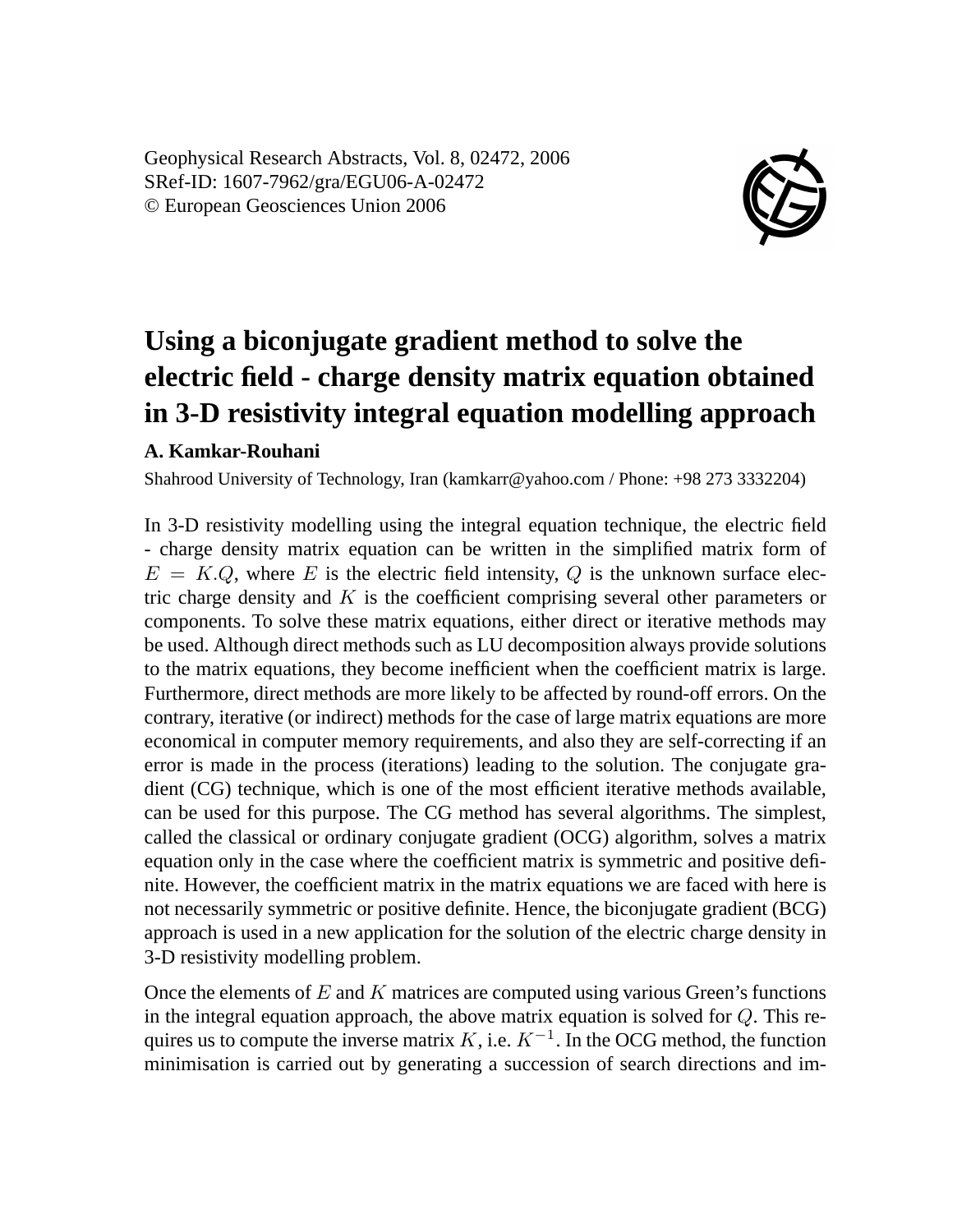Geophysical Research Abstracts, Vol. 8, 02472, 2006
SRef-ID: 1607-7962/gra/EGU06-A-02472
© European Geosciences Union 2006

# Using a biconjugate gradient method to solve the electric field - charge density matrix equation obtained in 3-D resistivity integral equation modelling approach

**A. Kamkar-Rouhani**

Shahrood University of Technology, Iran (kamkarr@yahoo.com / Phone: +98 273 3332204)

In 3-D resistivity modelling using the integral equation technique, the electric field - charge density matrix equation can be written in the simplified matrix form of $E = K.Q$, where $E$ is the electric field intensity, $Q$ is the unknown surface electric charge density and $K$ is the coefficient comprising several other parameters or components. To solve these matrix equations, either direct or iterative methods may be used. Although direct methods such as LU decomposition always provide solutions to the matrix equations, they become inefficient when the coefficient matrix is large. Furthermore, direct methods are more likely to be affected by round-off errors. On the contrary, iterative (or indirect) methods for the case of large matrix equations are more economical in computer memory requirements, and also they are self-correcting if an error is made in the process (iterations) leading to the solution. The conjugate gradient (CG) technique, which is one of the most efficient iterative methods available, can be used for this purpose. The CG method has several algorithms. The simplest, called the classical or ordinary conjugate gradient (OCG) algorithm, solves a matrix equation only in the case where the coefficient matrix is symmetric and positive definite. However, the coefficient matrix in the matrix equations we are faced with here is not necessarily symmetric or positive definite. Hence, the biconjugate gradient (BCG) approach is used in a new application for the solution of the electric charge density in 3-D resistivity modelling problem.

Once the elements of $E$ and $K$ matrices are computed using various Green's functions in the integral equation approach, the above matrix equation is solved for $Q$. This requires us to compute the inverse matrix $K$, i.e. $K^{-1}$. In the OCG method, the function minimisation is carried out by generating a succession of search directions and im-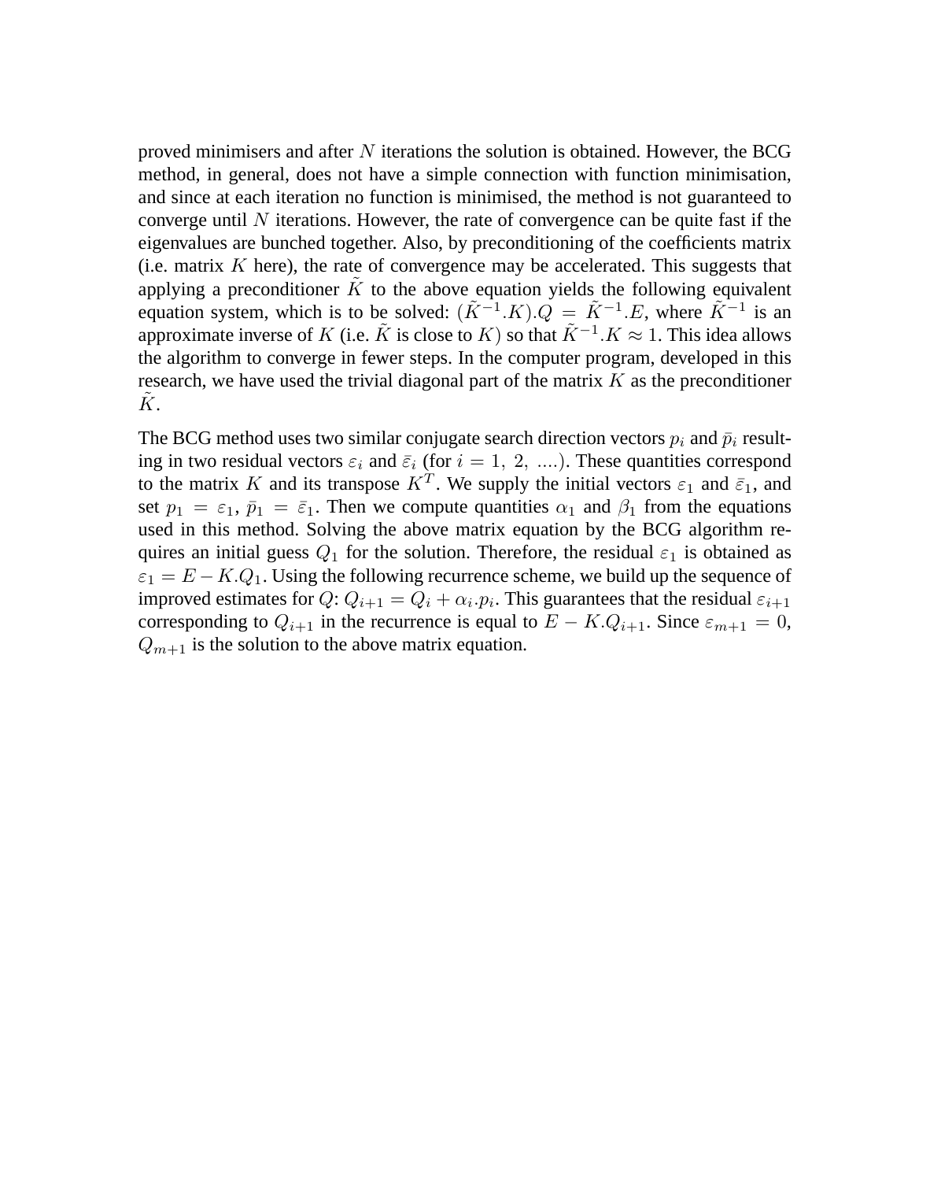proved minimisers and after $N$ iterations the solution is obtained. However, the BCG method, in general, does not have a simple connection with function minimisation, and since at each iteration no function is minimised, the method is not guaranteed to converge until $N$ iterations. However, the rate of convergence can be quite fast if the eigenvalues are bunched together. Also, by preconditioning of the coefficients matrix (i.e. matrix $K$ here), the rate of convergence may be accelerated. This suggests that applying a preconditioner $\tilde{K}$ to the above equation yields the following equivalent equation system, which is to be solved: $(\tilde{K}^{-1}.K).Q = \tilde{K}^{-1}.E$, where $\tilde{K}^{-1}$ is an approximate inverse of $K$ (i.e. $\tilde{K}$ is close to $K$) so that $\tilde{K}^{-1}.K \approx 1$. This idea allows the algorithm to converge in fewer steps. In the computer program, developed in this research, we have used the trivial diagonal part of the matrix $K$ as the preconditioner $\tilde{K}$.

The BCG method uses two similar conjugate search direction vectors $p_i$ and $\bar{p}_i$ resulting in two residual vectors $\varepsilon_i$ and $\bar{\varepsilon}_i$ (for $i = 1,\ 2,\ ....$). These quantities correspond to the matrix $K$ and its transpose $K^T$. We supply the initial vectors $\varepsilon_1$ and $\bar{\varepsilon}_1$, and set $p_1 = \varepsilon_1$, $\bar{p}_1 = \bar{\varepsilon}_1$. Then we compute quantities $\alpha_1$ and $\beta_1$ from the equations used in this method. Solving the above matrix equation by the BCG algorithm requires an initial guess $Q_1$ for the solution. Therefore, the residual $\varepsilon_1$ is obtained as $\varepsilon_1 = E - K.Q_1$. Using the following recurrence scheme, we build up the sequence of improved estimates for $Q$: $Q_{i+1} = Q_i + \alpha_i.p_i$. This guarantees that the residual $\varepsilon_{i+1}$ corresponding to $Q_{i+1}$ in the recurrence is equal to $E - K.Q_{i+1}$. Since $\varepsilon_{m+1} = 0$, $Q_{m+1}$ is the solution to the above matrix equation.